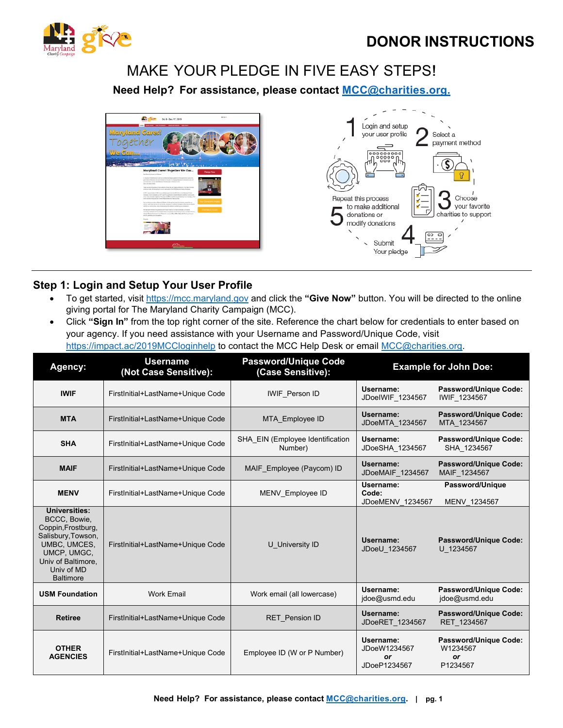# DONOR INSTRUCTIONS

## MAKE YOUR PLEDGE IN FIVE EASY STEPS!

**Need Help? For assistance, please contact [MCC@charities.org.](mailto:MCC@charities.org)**

1. Login and setup your user profile
2. Select a payment method
3. Choose your favorite charities to support
4. Submit Your pledge
5. Repeat this process to make additional donations or modify donations

---

### Step 1: Login and Setup Your User Profile

- To get started, visit [https://mcc.maryland.gov](https://mcc.maryland.gov) and click the **"Give Now"** button. You will be directed to the online giving portal for The Maryland Charity Campaign (MCC).
- Click **"Sign In"** from the top right corner of the site. Reference the chart below for credentials to enter based on your agency. If you need assistance with your Username and Password/Unique Code, visit [https://impact.ac/2019MCCloginhelp](https://impact.ac/2019MCCloginhelp) to contact the MCC Help Desk or email [MCC@charities.org](mailto:MCC@charities.org).

| Agency: | Username (Not Case Sensitive): | Password/Unique Code (Case Sensitive): | Example for John Doe: | |
|---|---|---|---|---|
| **IWIF** | FirstInitial+LastName+Unique Code | IWIF_Person ID | **Username:** JDoeIWIF_1234567 | **Password/Unique Code:** IWIF_1234567 |
| **MTA** | FirstInitial+LastName+Unique Code | MTA_Employee ID | **Username:** JDoeMTA_1234567 | **Password/Unique Code:** MTA_1234567 |
| **SHA** | FirstInitial+LastName+Unique Code | SHA_EIN (Employee Identification Number) | **Username:** JDoeSHA_1234567 | **Password/Unique Code:** SHA_1234567 |
| **MAIF** | FirstInitial+LastName+Unique Code | MAIF_Employee (Paycom) ID | **Username:** JDoeMAIF_1234567 | **Password/Unique Code:** MAIF_1234567 |
| **MENV** | FirstInitial+LastName+Unique Code | MENV_Employee ID | **Username:** JDoeMENV_1234567 | **Password/Unique Code:** MENV_1234567 |
| **Universities:** BCCC, Bowie, Coppin, Frostburg, Salisbury, Towson, UMBC, UMCES, UMCP, UMGC, Univ of Baltimore, Univ of MD Baltimore | FirstInitial+LastName+Unique Code | U_University ID | **Username:** JDoeU_1234567 | **Password/Unique Code:** U_1234567 |
| **USM Foundation** | Work Email | Work email (all lowercase) | **Username:** jdoe@usmd.edu | **Password/Unique Code:** jdoe@usmd.edu |
| **Retiree** | FirstInitial+LastName+Unique Code | RET_Pension ID | **Username:** JDoeRET_1234567 | **Password/Unique Code:** RET_1234567 |
| **OTHER AGENCIES** | FirstInitial+LastName+Unique Code | Employee ID (W or P Number) | **Username:** JDoeW1234567 ***or*** JDoeP1234567 | **Password/Unique Code:** W1234567 ***or*** P1234567 |

**Need Help? For assistance, please contact [MCC@charities.org](mailto:MCC@charities.org).**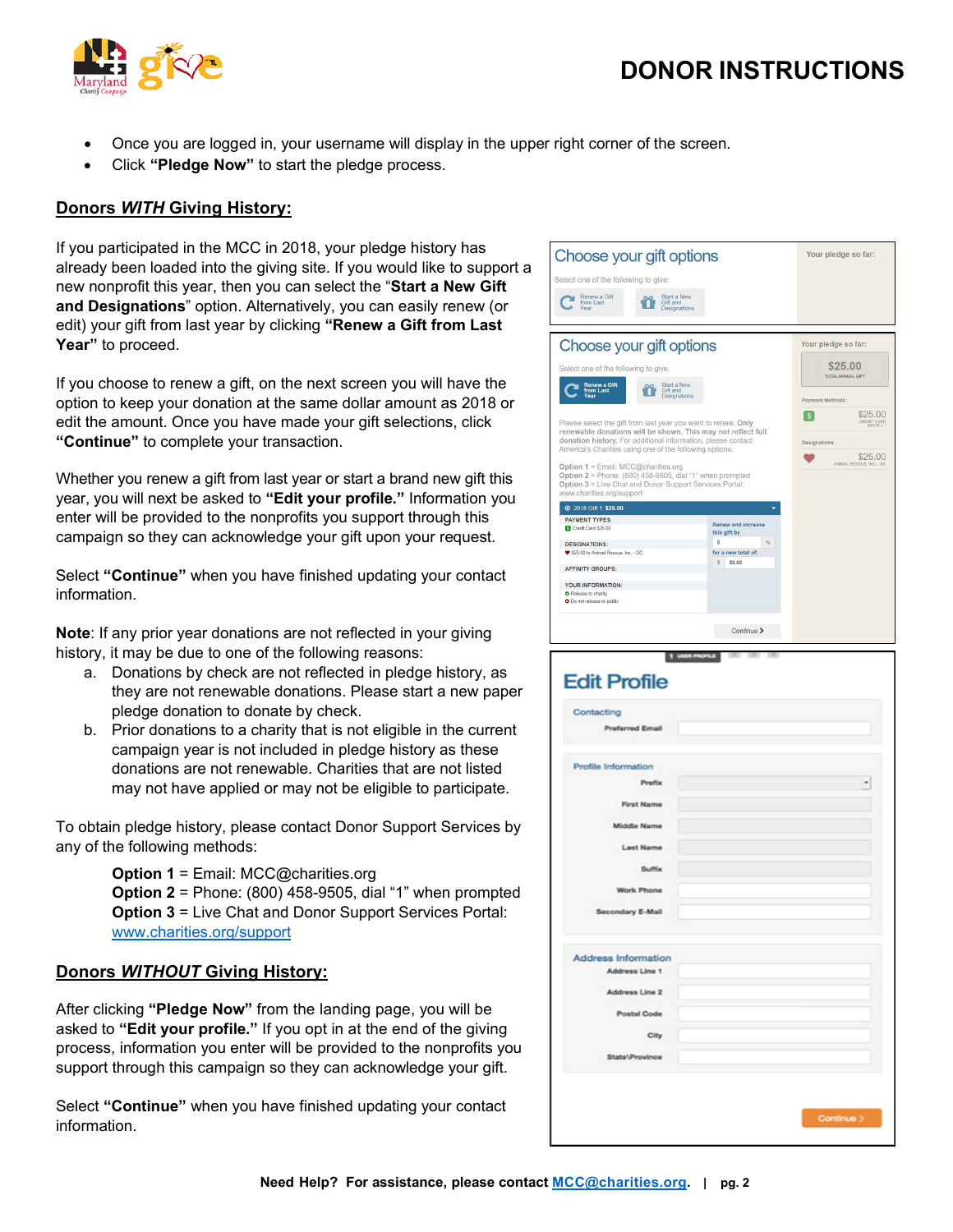# DONOR INSTRUCTIONS

- Once you are logged in, your username will display in the upper right corner of the screen.
- Click **"Pledge Now"** to start the pledge process.

## Donors *WITH* Giving History:

If you participated in the MCC in 2018, your pledge history has already been loaded into the giving site. If you would like to support a new nonprofit this year, then you can select the "**Start a New Gift and Designations**" option. Alternatively, you can easily renew (or edit) your gift from last year by clicking **"Renew a Gift from Last Year"** to proceed.

If you choose to renew a gift, on the next screen you will have the option to keep your donation at the same dollar amount as 2018 or edit the amount. Once you have made your gift selections, click **"Continue"** to complete your transaction.

Whether you renew a gift from last year or start a brand new gift this year, you will next be asked to **"Edit your profile."** Information you enter will be provided to the nonprofits you support through this campaign so they can acknowledge your gift upon your request.

Select **"Continue"** when you have finished updating your contact information.

**Note**: If any prior year donations are not reflected in your giving history, it may be due to one of the following reasons:

a. Donations by check are not reflected in pledge history, as they are not renewable donations. Please start a new paper pledge donation to donate by check.
b. Prior donations to a charity that is not eligible in the current campaign year is not included in pledge history as these donations are not renewable. Charities that are not listed may not have applied or may not be eligible to participate.

To obtain pledge history, please contact Donor Support Services by any of the following methods:

**Option 1** = Email: MCC@charities.org
**Option 2** = Phone: (800) 458-9505, dial "1" when prompted
**Option 3** = Live Chat and Donor Support Services Portal: www.charities.org/support

## Donors *WITHOUT* Giving History:

After clicking **"Pledge Now"** from the landing page, you will be asked to **"Edit your profile."** If you opt in at the end of the giving process, information you enter will be provided to the nonprofits you support through this campaign so they can acknowledge your gift.

Select **"Continue"** when you have finished updating your contact information.

**Need Help? For assistance, please contact MCC@charities.org.**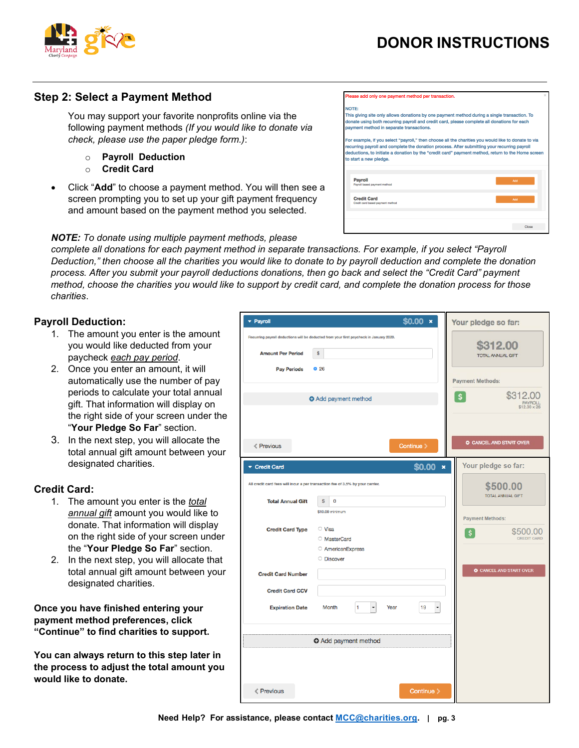# DONOR INSTRUCTIONS

## Step 2: Select a Payment Method

You may support your favorite nonprofits online via the following payment methods *(If you would like to donate via check, please use the paper pledge form.)*:

- **Payroll Deduction**
- **Credit Card**

- Click "**Add**" to choose a payment method. You will then see a screen prompting you to set up your gift payment frequency and amount based on the payment method you selected.

***NOTE:*** *To donate using multiple payment methods, please complete all donations for each payment method in separate transactions. For example, if you select "Payroll Deduction," then choose all the charities you would like to donate to by payroll deduction and complete the donation process. After you submit your payroll deductions donations, then go back and select the "Credit Card" payment method, choose the charities you would like to support by credit card, and complete the donation process for those charities.*

### Payroll Deduction:

1. The amount you enter is the amount you would like deducted from your paycheck *each pay period*.
2. Once you enter an amount, it will automatically use the number of pay periods to calculate your total annual gift. That information will display on the right side of your screen under the "**Your Pledge So Far**" section.
3. In the next step, you will allocate the total annual gift amount between your designated charities.

### Credit Card:

1. The amount you enter is the *total annual gift* amount you would like to donate. That information will display on the right side of your screen under the "**Your Pledge So Far**" section.
2. In the next step, you will allocate that total annual gift amount between your designated charities.

**Once you have finished entering your payment method preferences, click "Continue" to find charities to support.**

**You can always return to this step later in the process to adjust the total amount you would like to donate.**

**Need Help? For assistance, please contact MCC@charities.org.**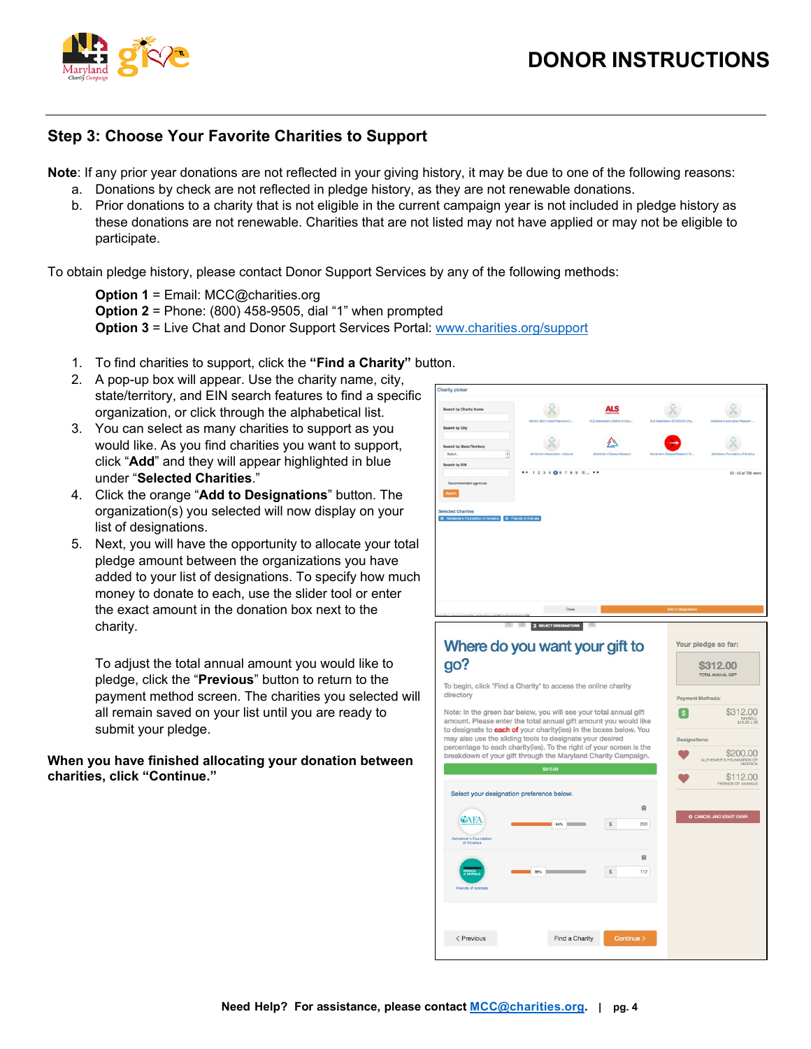# DONOR INSTRUCTIONS

## Step 3: Choose Your Favorite Charities to Support

**Note**: If any prior year donations are not reflected in your giving history, it may be due to one of the following reasons:

a. Donations by check are not reflected in pledge history, as they are not renewable donations.
b. Prior donations to a charity that is not eligible in the current campaign year is not included in pledge history as these donations are not renewable. Charities that are not listed may not have applied or may not be eligible to participate.

To obtain pledge history, please contact Donor Support Services by any of the following methods:

**Option 1** = Email: MCC@charities.org
**Option 2** = Phone: (800) 458-9505, dial "1" when prompted
**Option 3** = Live Chat and Donor Support Services Portal: www.charities.org/support

1. To find charities to support, click the **"Find a Charity"** button.
2. A pop-up box will appear. Use the charity name, city, state/territory, and EIN search features to find a specific organization, or click through the alphabetical list.
3. You can select as many charities to support as you would like. As you find charities you want to support, click "**Add**" and they will appear highlighted in blue under "**Selected Charities**."
4. Click the orange "**Add to Designations**" button. The organization(s) you selected will now display on your list of designations.
5. Next, you will have the opportunity to allocate your total pledge amount between the organizations you have added to your list of designations. To specify how much money to donate to each, use the slider tool or enter the exact amount in the donation box next to the charity.

   To adjust the total annual amount you would like to pledge, click the "**Previous**" button to return to the payment method screen. The charities you selected will all remain saved on your list until you are ready to submit your pledge.

**When you have finished allocating your donation between charities, click "Continue."**

Need Help? For assistance, please contact MCC@charities.org.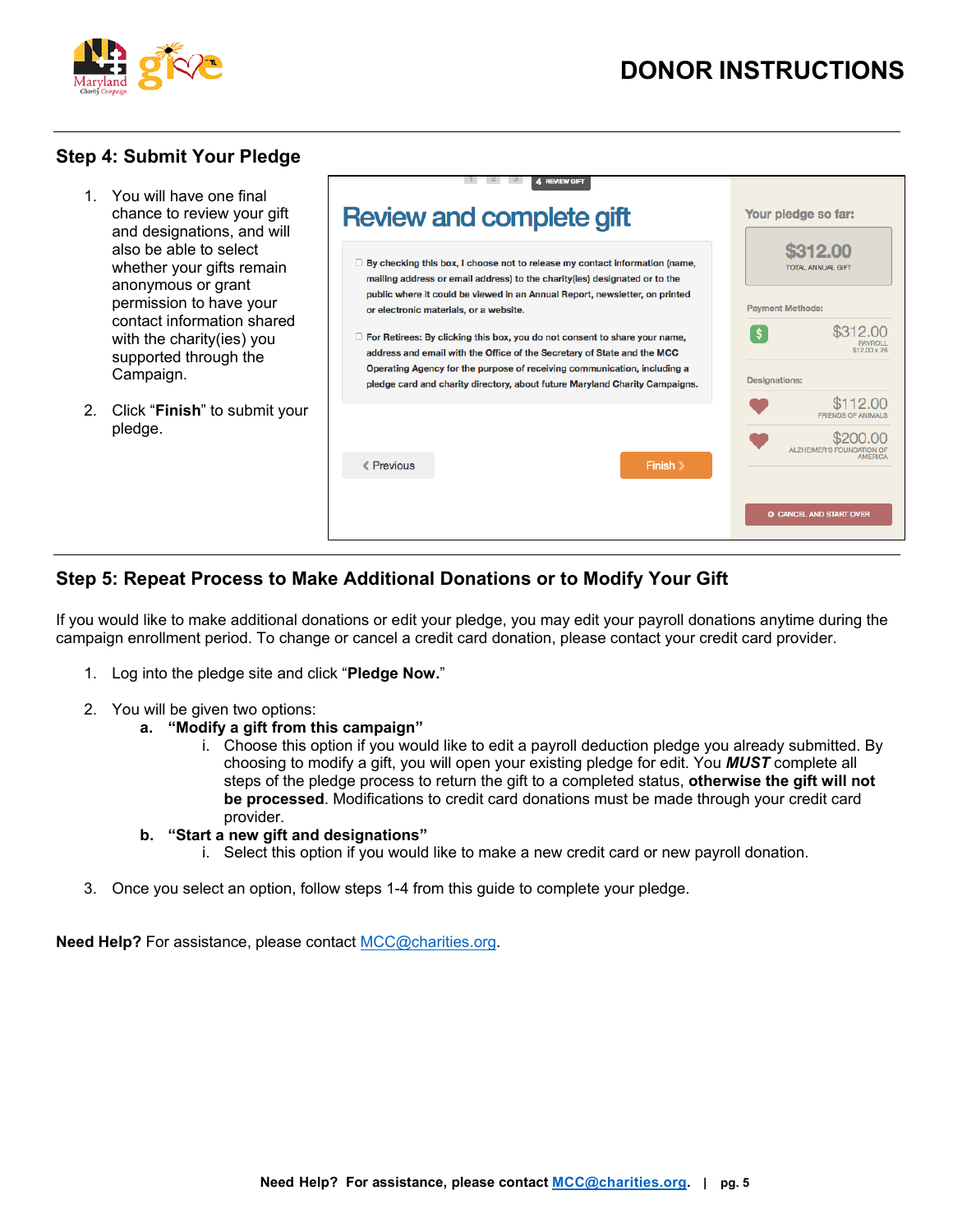# DONOR INSTRUCTIONS

## Step 4: Submit Your Pledge

1. You will have one final chance to review your gift and designations, and will also be able to select whether your gifts remain anonymous or grant permission to have your contact information shared with the charity(ies) you supported through the Campaign.

2. Click "**Finish**" to submit your pledge.

4 REVIEW GIFT

Review and complete gift

☐ By checking this box, I choose not to release my contact information (name, mailing address or email address) to the charity(ies) designated or to the public where it could be viewed in an Annual Report, newsletter, on printed or electronic materials, or a website.

☐ For Retirees: By clicking this box, you do not consent to share your name, address and email with the Office of the Secretary of State and the MCC Operating Agency for the purpose of receiving communication, including a pledge card and charity directory, about future Maryland Charity Campaigns.

Previous

Finish

Your pledge so far:

$312.00
TOTAL ANNUAL GIFT

Payment Methods:

$312.00
PAYROLL
$12.00 x 26

Designations:

$112.00
FRIENDS OF ANIMALS

$200.00
ALZHEIMER'S FOUNDATION OF AMERICA

CANCEL AND START OVER

## Step 5: Repeat Process to Make Additional Donations or to Modify Your Gift

If you would like to make additional donations or edit your pledge, you may edit your payroll donations anytime during the campaign enrollment period. To change or cancel a credit card donation, please contact your credit card provider.

1. Log into the pledge site and click "**Pledge Now.**"

2. You will be given two options:
   a. **"Modify a gift from this campaign"**
      i. Choose this option if you would like to edit a payroll deduction pledge you already submitted. By choosing to modify a gift, you will open your existing pledge for edit. You ***MUST*** complete all steps of the pledge process to return the gift to a completed status, **otherwise the gift will not be processed**. Modifications to credit card donations must be made through your credit card provider.
   b. **"Start a new gift and designations"**
      i. Select this option if you would like to make a new credit card or new payroll donation.

3. Once you select an option, follow steps 1-4 from this guide to complete your pledge.

**Need Help?** For assistance, please contact MCC@charities.org.